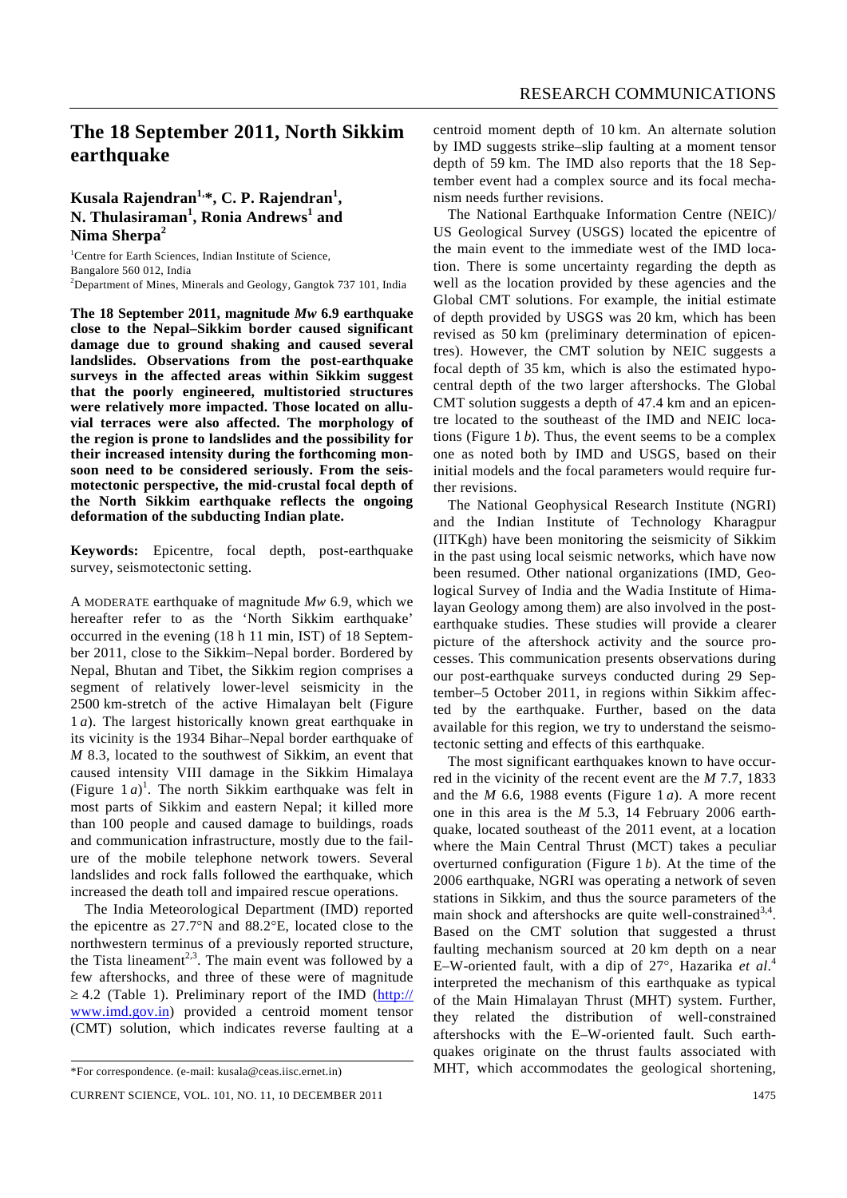# The 18 September 2011, North Sikkim earthquake

**Kusala Rajendran[1,*], C. P. Rajendran[1], N. Thulasiraman[1], Ronia Andrews[1] and Nima Sherpa[2]**

[1]Centre for Earth Sciences, Indian Institute of Science, Bangalore 560 012, India
[2]Department of Mines, Minerals and Geology, Gangtok 737 101, India

**The 18 September 2011, magnitude *Mw* 6.9 earthquake close to the Nepal–Sikkim border caused significant damage due to ground shaking and caused several landslides. Observations from the post-earthquake surveys in the affected areas within Sikkim suggest that the poorly engineered, multistoried structures were relatively more impacted. Those located on alluvial terraces were also affected. The morphology of the region is prone to landslides and the possibility for their increased intensity during the forthcoming monsoon need to be considered seriously. From the seismotectonic perspective, the mid-crustal focal depth of the North Sikkim earthquake reflects the ongoing deformation of the subducting Indian plate.**

**Keywords:** Epicentre, focal depth, post-earthquake survey, seismotectonic setting.

A MODERATE earthquake of magnitude *Mw* 6.9, which we hereafter refer to as the 'North Sikkim earthquake' occurred in the evening (18 h 11 min, IST) of 18 September 2011, close to the Sikkim–Nepal border. Bordered by Nepal, Bhutan and Tibet, the Sikkim region comprises a segment of relatively lower-level seismicity in the 2500 km-stretch of the active Himalayan belt (Figure 1 *a*). The largest historically known great earthquake in its vicinity is the 1934 Bihar–Nepal border earthquake of *M* 8.3, located to the southwest of Sikkim, an event that caused intensity VIII damage in the Sikkim Himalaya (Figure 1 *a*)[1]. The north Sikkim earthquake was felt in most parts of Sikkim and eastern Nepal; it killed more than 100 people and caused damage to buildings, roads and communication infrastructure, mostly due to the failure of the mobile telephone network towers. Several landslides and rock falls followed the earthquake, which increased the death toll and impaired rescue operations.

The India Meteorological Department (IMD) reported the epicentre as 27.7°N and 88.2°E, located close to the northwestern terminus of a previously reported structure, the Tista lineament[2,3]. The main event was followed by a few aftershocks, and three of these were of magnitude $\geq 4.2$ (Table 1). Preliminary report of the IMD (http://www.imd.gov.in) provided a centroid moment tensor (CMT) solution, which indicates reverse faulting at a centroid moment depth of 10 km. An alternate solution by IMD suggests strike–slip faulting at a moment tensor depth of 59 km. The IMD also reports that the 18 September event had a complex source and its focal mechanism needs further revisions.

The National Earthquake Information Centre (NEIC)/US Geological Survey (USGS) located the epicentre of the main event to the immediate west of the IMD location. There is some uncertainty regarding the depth as well as the location provided by these agencies and the Global CMT solutions. For example, the initial estimate of depth provided by USGS was 20 km, which has been revised as 50 km (preliminary determination of epicentres). However, the CMT solution by NEIC suggests a focal depth of 35 km, which is also the estimated hypocentral depth of the two larger aftershocks. The Global CMT solution suggests a depth of 47.4 km and an epicentre located to the southeast of the IMD and NEIC locations (Figure 1 *b*). Thus, the event seems to be a complex one as noted both by IMD and USGS, based on their initial models and the focal parameters would require further revisions.

The National Geophysical Research Institute (NGRI) and the Indian Institute of Technology Kharagpur (IITKgh) have been monitoring the seismicity of Sikkim in the past using local seismic networks, which have now been resumed. Other national organizations (IMD, Geological Survey of India and the Wadia Institute of Himalayan Geology among them) are also involved in the post-earthquake studies. These studies will provide a clearer picture of the aftershock activity and the source processes. This communication presents observations during our post-earthquake surveys conducted during 29 September–5 October 2011, in regions within Sikkim affected by the earthquake. Further, based on the data available for this region, we try to understand the seismotectonic setting and effects of this earthquake.

The most significant earthquakes known to have occurred in the vicinity of the recent event are the *M* 7.7, 1833 and the *M* 6.6, 1988 events (Figure 1 *a*). A more recent one in this area is the *M* 5.3, 14 February 2006 earthquake, located southeast of the 2011 event, at a location where the Main Central Thrust (MCT) takes a peculiar overturned configuration (Figure 1 *b*). At the time of the 2006 earthquake, NGRI was operating a network of seven stations in Sikkim, and thus the source parameters of the main shock and aftershocks are quite well-constrained[3,4]. Based on the CMT solution that suggested a thrust faulting mechanism sourced at 20 km depth on a near E–W-oriented fault, with a dip of 27°, Hazarika *et al*.[4] interpreted the mechanism of this earthquake as typical of the Main Himalayan Thrust (MHT) system. Further, they related the distribution of well-constrained aftershocks with the E–W-oriented fault. Such earthquakes originate on the thrust faults associated with MHT, which accommodates the geological shortening,

*For correspondence. (e-mail: kusala@ceas.iisc.ernet.in)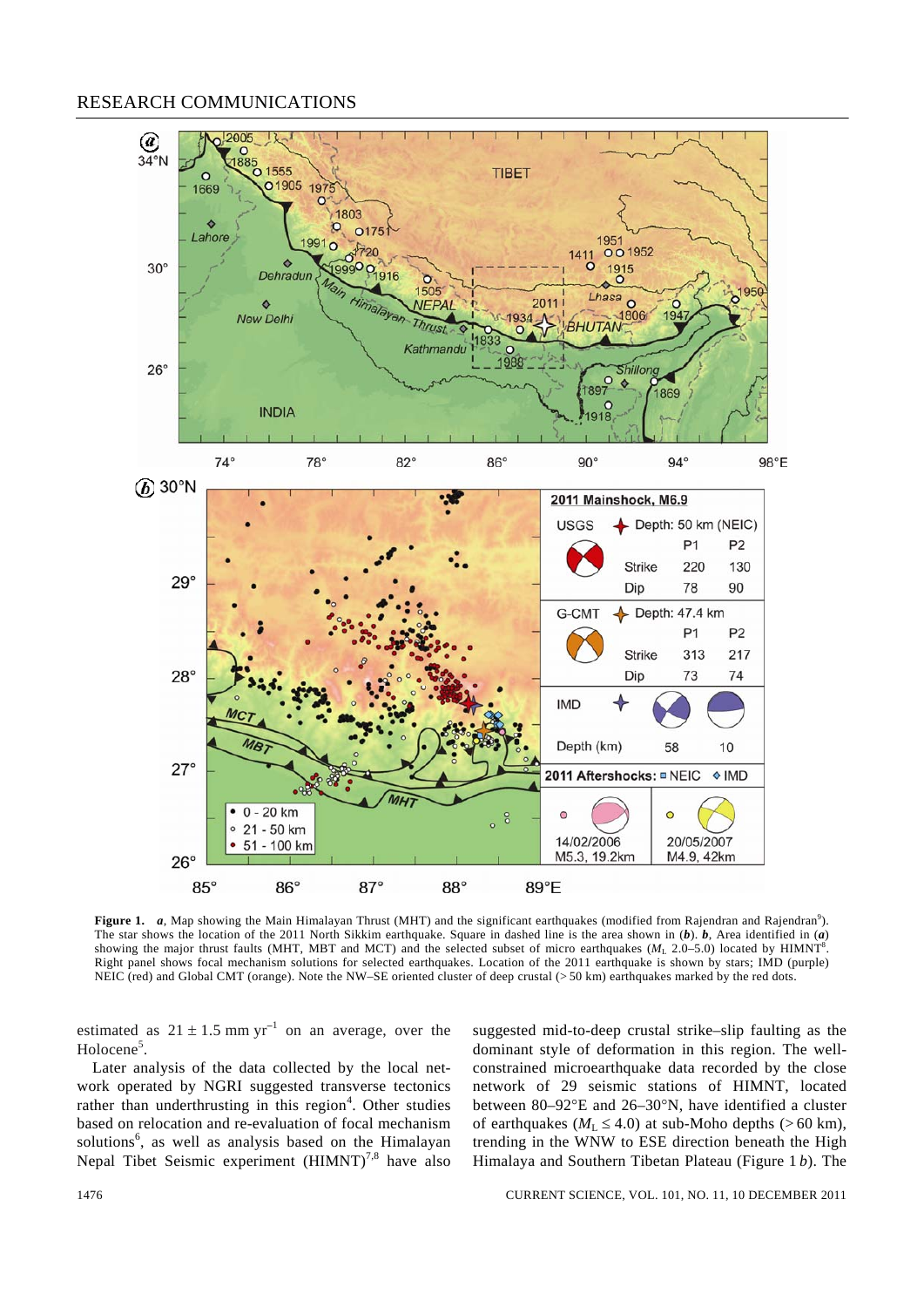**Figure 1.** ***a***, Map showing the Main Himalayan Thrust (MHT) and the significant earthquakes (modified from Rajendran and Rajendran[9]). The star shows the location of the 2011 North Sikkim earthquake. Square in dashed line is the area shown in (***b***). ***b***, Area identified in (***a***) showing the major thrust faults (MHT, MBT and MCT) and the selected subset of micro earthquakes ($M_L$ 2.0–5.0) located by HIMNT[8]. Right panel shows focal mechanism solutions for selected earthquakes. Location of the 2011 earthquake is shown by stars; IMD (purple) NEIC (red) and Global CMT (orange). Note the NW–SE oriented cluster of deep crustal (> 50 km) earthquakes marked by the red dots.

estimated as $21 \pm 1.5$ mm $\text{yr}^{-1}$ on an average, over the Holocene[5].

Later analysis of the data collected by the local network operated by NGRI suggested transverse tectonics rather than underthrusting in this region[4]. Other studies based on relocation and re-evaluation of focal mechanism solutions[6], as well as analysis based on the Himalayan Nepal Tibet Seismic experiment (HIMNT)[7,8] have also suggested mid-to-deep crustal strike–slip faulting as the dominant style of deformation in this region. The well-constrained microearthquake data recorded by the close network of 29 seismic stations of HIMNT, located between 80–92°E and 26–30°N, have identified a cluster of earthquakes ($M_L \leq 4.0$) at sub-Moho depths (> 60 km), trending in the WNW to ESE direction beneath the High Himalaya and Southern Tibetan Plateau (Figure 1 *b*). The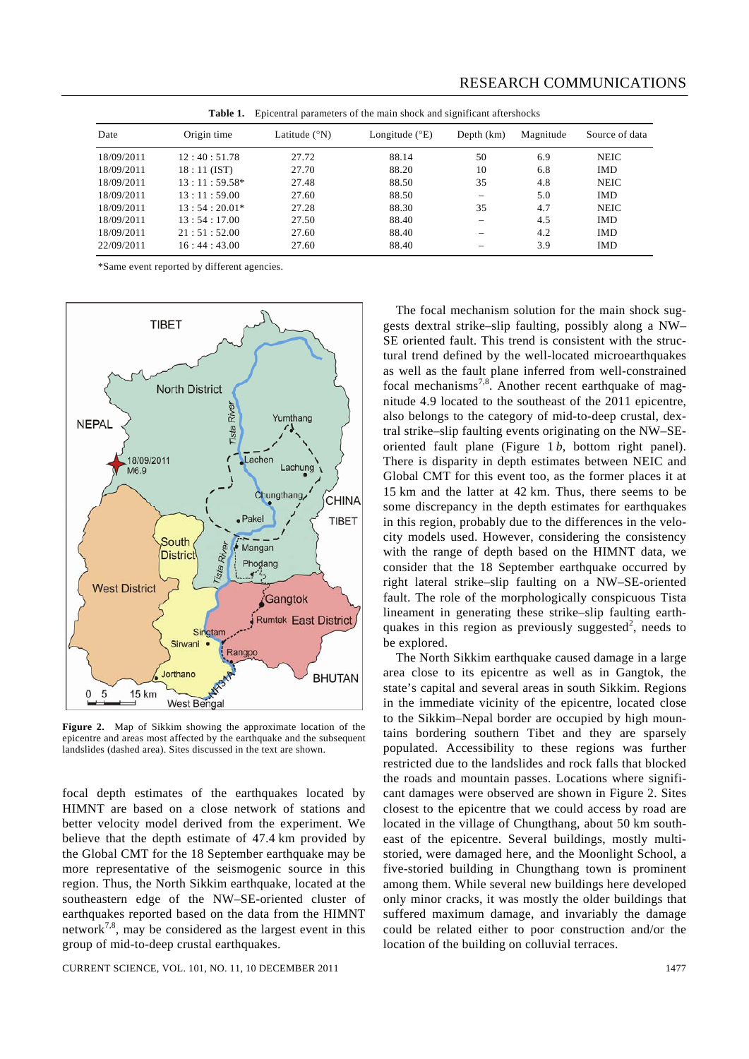**Table 1.** Epicentral parameters of the main shock and significant aftershocks

| Date | Origin time | Latitude (°N) | Longitude (°E) | Depth (km) | Magnitude | Source of data |
|---|---|---|---|---|---|---|
| 18/09/2011 | 12 : 40 : 51.78 | 27.72 | 88.14 | 50 | 6.9 | NEIC |
| 18/09/2011 | 18 : 11 (IST) | 27.70 | 88.20 | 10 | 6.8 | IMD |
| 18/09/2011 | 13 : 11 : 59.58* | 27.48 | 88.50 | 35 | 4.8 | NEIC |
| 18/09/2011 | 13 : 11 : 59.00 | 27.60 | 88.50 | – | 5.0 | IMD |
| 18/09/2011 | 13 : 54 : 20.01* | 27.28 | 88.30 | 35 | 4.7 | NEIC |
| 18/09/2011 | 13 : 54 : 17.00 | 27.50 | 88.40 | – | 4.5 | IMD |
| 18/09/2011 | 21 : 51 : 52.00 | 27.60 | 88.40 | – | 4.2 | IMD |
| 22/09/2011 | 16 : 44 : 43.00 | 27.60 | 88.40 | – | 3.9 | IMD |

*Same event reported by different agencies.

**Figure 2.** Map of Sikkim showing the approximate location of the epicentre and areas most affected by the earthquake and the subsequent landslides (dashed area). Sites discussed in the text are shown.

focal depth estimates of the earthquakes located by HIMNT are based on a close network of stations and better velocity model derived from the experiment. We believe that the depth estimate of 47.4 km provided by the Global CMT for the 18 September earthquake may be more representative of the seismogenic source in this region. Thus, the North Sikkim earthquake, located at the southeastern edge of the NW–SE-oriented cluster of earthquakes reported based on the data from the HIMNT network[7,8], may be considered as the largest event in this group of mid-to-deep crustal earthquakes.

The focal mechanism solution for the main shock suggests dextral strike–slip faulting, possibly along a NW–SE oriented fault. This trend is consistent with the structural trend defined by the well-located microearthquakes as well as the fault plane inferred from well-constrained focal mechanisms[7,8]. Another recent earthquake of magnitude 4.9 located to the southeast of the 2011 epicentre, also belongs to the category of mid-to-deep crustal, dextral strike–slip faulting events originating on the NW–SE-oriented fault plane (Figure 1 *b*, bottom right panel). There is disparity in depth estimates between NEIC and Global CMT for this event too, as the former places it at 15 km and the latter at 42 km. Thus, there seems to be some discrepancy in the depth estimates for earthquakes in this region, probably due to the differences in the velocity models used. However, considering the consistency with the range of depth based on the HIMNT data, we consider that the 18 September earthquake occurred by right lateral strike–slip faulting on a NW–SE-oriented fault. The role of the morphologically conspicuous Tista lineament in generating these strike–slip faulting earthquakes in this region as previously suggested[2], needs to be explored.

The North Sikkim earthquake caused damage in a large area close to its epicentre as well as in Gangtok, the state's capital and several areas in south Sikkim. Regions in the immediate vicinity of the epicentre, located close to the Sikkim–Nepal border are occupied by high mountains bordering southern Tibet and they are sparsely populated. Accessibility to these regions was further restricted due to the landslides and rock falls that blocked the roads and mountain passes. Locations where significant damages were observed are shown in Figure 2. Sites closest to the epicentre that we could access by road are located in the village of Chungthang, about 50 km southeast of the epicentre. Several buildings, mostly multi-storied, were damaged here, and the Moonlight School, a five-storied building in Chungthang town is prominent among them. While several new buildings here developed only minor cracks, it was mostly the older buildings that suffered maximum damage, and invariably the damage could be related either to poor construction and/or the location of the building on colluvial terraces.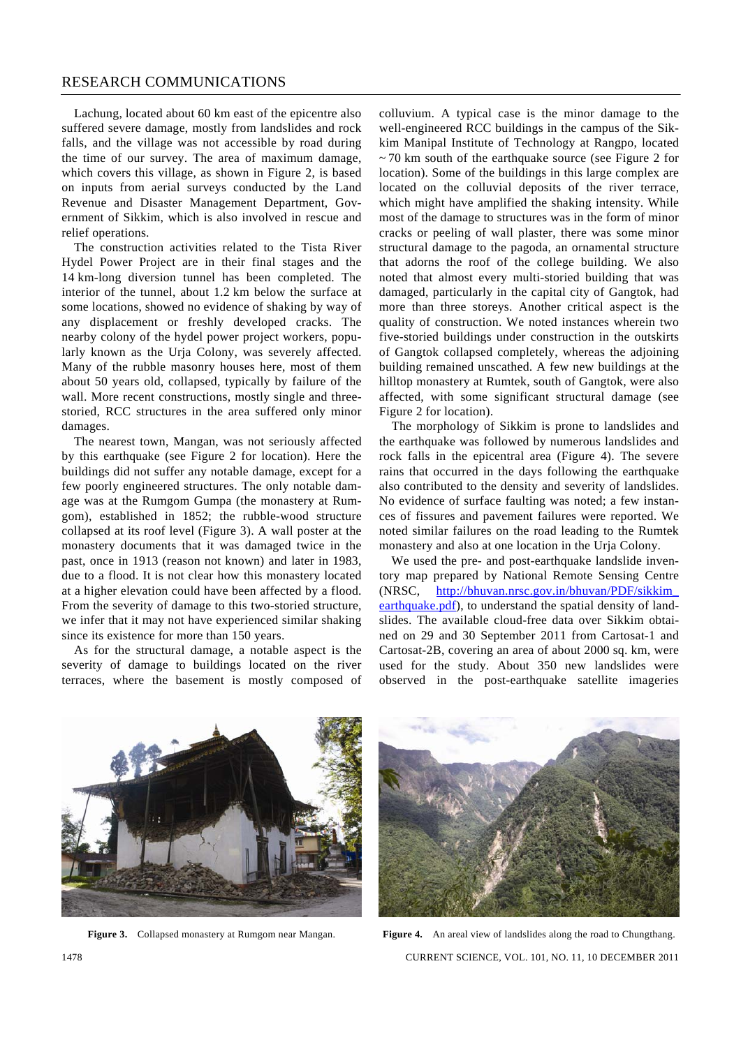Lachung, located about 60 km east of the epicentre also suffered severe damage, mostly from landslides and rock falls, and the village was not accessible by road during the time of our survey. The area of maximum damage, which covers this village, as shown in Figure 2, is based on inputs from aerial surveys conducted by the Land Revenue and Disaster Management Department, Government of Sikkim, which is also involved in rescue and relief operations.

The construction activities related to the Tista River Hydel Power Project are in their final stages and the 14 km-long diversion tunnel has been completed. The interior of the tunnel, about 1.2 km below the surface at some locations, showed no evidence of shaking by way of any displacement or freshly developed cracks. The nearby colony of the hydel power project workers, popularly known as the Urja Colony, was severely affected. Many of the rubble masonry houses here, most of them about 50 years old, collapsed, typically by failure of the wall. More recent constructions, mostly single and three-storied, RCC structures in the area suffered only minor damages.

The nearest town, Mangan, was not seriously affected by this earthquake (see Figure 2 for location). Here the buildings did not suffer any notable damage, except for a few poorly engineered structures. The only notable damage was at the Rumgom Gumpa (the monastery at Rumgom), established in 1852; the rubble-wood structure collapsed at its roof level (Figure 3). A wall poster at the monastery documents that it was damaged twice in the past, once in 1913 (reason not known) and later in 1983, due to a flood. It is not clear how this monastery located at a higher elevation could have been affected by a flood. From the severity of damage to this two-storied structure, we infer that it may not have experienced similar shaking since its existence for more than 150 years.

As for the structural damage, a notable aspect is the severity of damage to buildings located on the river terraces, where the basement is mostly composed of colluvium. A typical case is the minor damage to the well-engineered RCC buildings in the campus of the Sikkim Manipal Institute of Technology at Rangpo, located ~ 70 km south of the earthquake source (see Figure 2 for location). Some of the buildings in this large complex are located on the colluvial deposits of the river terrace, which might have amplified the shaking intensity. While most of the damage to structures was in the form of minor cracks or peeling of wall plaster, there was some minor structural damage to the pagoda, an ornamental structure that adorns the roof of the college building. We also noted that almost every multi-storied building that was damaged, particularly in the capital city of Gangtok, had more than three storeys. Another critical aspect is the quality of construction. We noted instances wherein two five-storied buildings under construction in the outskirts of Gangtok collapsed completely, whereas the adjoining building remained unscathed. A few new buildings at the hilltop monastery at Rumtek, south of Gangtok, were also affected, with some significant structural damage (see Figure 2 for location).

The morphology of Sikkim is prone to landslides and the earthquake was followed by numerous landslides and rock falls in the epicentral area (Figure 4). The severe rains that occurred in the days following the earthquake also contributed to the density and severity of landslides. No evidence of surface faulting was noted; a few instances of fissures and pavement failures were reported. We noted similar failures on the road leading to the Rumtek monastery and also at one location in the Urja Colony.

We used the pre- and post-earthquake landslide inventory map prepared by National Remote Sensing Centre (NRSC, http://bhuvan.nrsc.gov.in/bhuvan/PDF/sikkim_earthquake.pdf), to understand the spatial density of landslides. The available cloud-free data over Sikkim obtained on 29 and 30 September 2011 from Cartosat-1 and Cartosat-2B, covering an area of about 2000 sq. km, were used for the study. About 350 new landslides were observed in the post-earthquake satellite imageries

**Figure 3.** Collapsed monastery at Rumgom near Mangan.

**Figure 4.** An areal view of landslides along the road to Chungthang.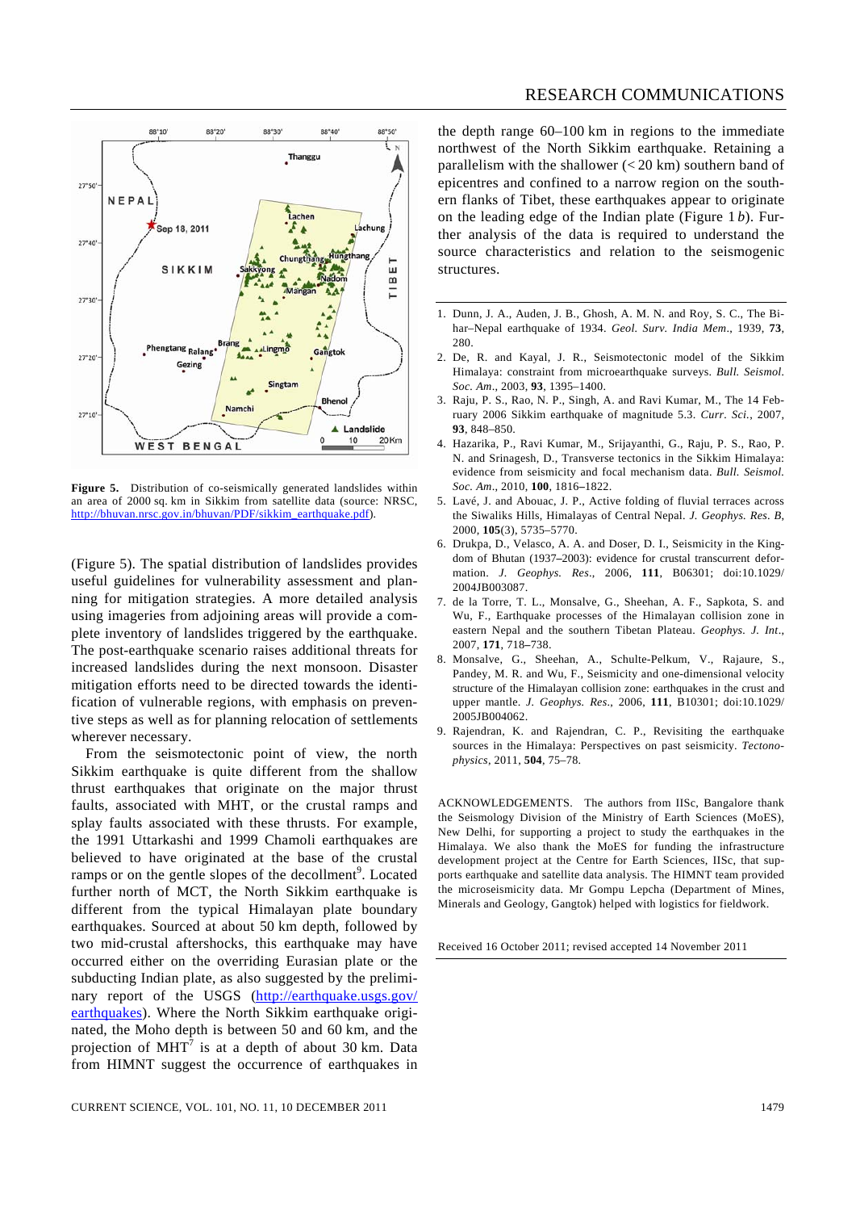88°10' 88°20' 88°30' 88°40' 88°50'

27°50' 27°40' 27°30' 27°20' 27°10'

N

Thanggu

NEPAL

Sep 18, 2011

Lachen

Lachung

SIKKIM

Chungthang

Hungthang

Sakkyong

Nadom

Mangan

TIBET

Phengtang

Ralang

Brang

Lingmo

Gangtok

Gezing

Singtam

Namchi

Bhenol

Landslide

0 10 20Km

WEST BENGAL

**Figure 5.** Distribution of co-seismically generated landslides within an area of 2000 sq. km in Sikkim from satellite data (source: NRSC, http://bhuvan.nrsc.gov.in/bhuvan/PDF/sikkim_earthquake.pdf).

(Figure 5). The spatial distribution of landslides provides useful guidelines for vulnerability assessment and planning for mitigation strategies. A more detailed analysis using imageries from adjoining areas will provide a complete inventory of landslides triggered by the earthquake. The post-earthquake scenario raises additional threats for increased landslides during the next monsoon. Disaster mitigation efforts need to be directed towards the identification of vulnerable regions, with emphasis on preventive steps as well as for planning relocation of settlements wherever necessary.

From the seismotectonic point of view, the north Sikkim earthquake is quite different from the shallow thrust earthquakes that originate on the major thrust faults, associated with MHT, or the crustal ramps and splay faults associated with these thrusts. For example, the 1991 Uttarkashi and 1999 Chamoli earthquakes are believed to have originated at the base of the crustal ramps or on the gentle slopes of the decollment[9]. Located further north of MCT, the North Sikkim earthquake is different from the typical Himalayan plate boundary earthquakes. Sourced at about 50 km depth, followed by two mid-crustal aftershocks, this earthquake may have occurred either on the overriding Eurasian plate or the subducting Indian plate, as also suggested by the preliminary report of the USGS (http://earthquake.usgs.gov/earthquakes). Where the North Sikkim earthquake originated, the Moho depth is between 50 and 60 km, and the projection of MHT[7] is at a depth of about 30 km. Data from HIMNT suggest the occurrence of earthquakes in the depth range 60–100 km in regions to the immediate northwest of the North Sikkim earthquake. Retaining a parallelism with the shallower (< 20 km) southern band of epicentres and confined to a narrow region on the southern flanks of Tibet, these earthquakes appear to originate on the leading edge of the Indian plate (Figure 1 *b*). Further analysis of the data is required to understand the source characteristics and relation to the seismogenic structures.

1. Dunn, J. A., Auden, J. B., Ghosh, A. M. N. and Roy, S. C., The Bihar–Nepal earthquake of 1934. *Geol. Surv. India Mem*., 1939, **73**, 280.
2. De, R. and Kayal, J. R., Seismotectonic model of the Sikkim Himalaya: constraint from microearthquake surveys. *Bull. Seismol. Soc. Am*., 2003, **93**, 1395–1400.
3. Raju, P. S., Rao, N. P., Singh, A. and Ravi Kumar, M., The 14 February 2006 Sikkim earthquake of magnitude 5.3. *Curr. Sci.*, 2007, **93**, 848–850.
4. Hazarika, P., Ravi Kumar, M., Srijayanthi, G., Raju, P. S., Rao, P. N. and Srinagesh, D., Transverse tectonics in the Sikkim Himalaya: evidence from seismicity and focal mechanism data. *Bull. Seismol. Soc. Am*., 2010, **100**, 1816–1822.
5. Lavé, J. and Abouac, J. P., Active folding of fluvial terraces across the Siwaliks Hills, Himalayas of Central Nepal. *J. Geophys. Res*. *B*, 2000, **105**(3), 5735–5770.
6. Drukpa, D., Velasco, A. A. and Doser, D. I., Seismicity in the Kingdom of Bhutan (1937–2003): evidence for crustal transcurrent deformation. *J. Geophys. Res*., 2006, **111**, B06301; doi:10.1029/2004JB003087.
7. de la Torre, T. L., Monsalve, G., Sheehan, A. F., Sapkota, S. and Wu, F., Earthquake processes of the Himalayan collision zone in eastern Nepal and the southern Tibetan Plateau. *Geophys. J. Int*., 2007, **171**, 718–738.
8. Monsalve, G., Sheehan, A., Schulte-Pelkum, V., Rajaure, S., Pandey, M. R. and Wu, F., Seismicity and one-dimensional velocity structure of the Himalayan collision zone: earthquakes in the crust and upper mantle. *J. Geophys. Res*., 2006, **111**, B10301; doi:10.1029/2005JB004062.
9. Rajendran, K. and Rajendran, C. P., Revisiting the earthquake sources in the Himalaya: Perspectives on past seismicity. *Tectonophysics*, 2011, **504**, 75–78.

ACKNOWLEDGEMENTS. The authors from IISc, Bangalore thank the Seismology Division of the Ministry of Earth Sciences (MoES), New Delhi, for supporting a project to study the earthquakes in the Himalaya. We also thank the MoES for funding the infrastructure development project at the Centre for Earth Sciences, IISc, that supports earthquake and satellite data analysis. The HIMNT team provided the microseismicity data. Mr Gompu Lepcha (Department of Mines, Minerals and Geology, Gangtok) helped with logistics for fieldwork.

Received 16 October 2011; revised accepted 14 November 2011